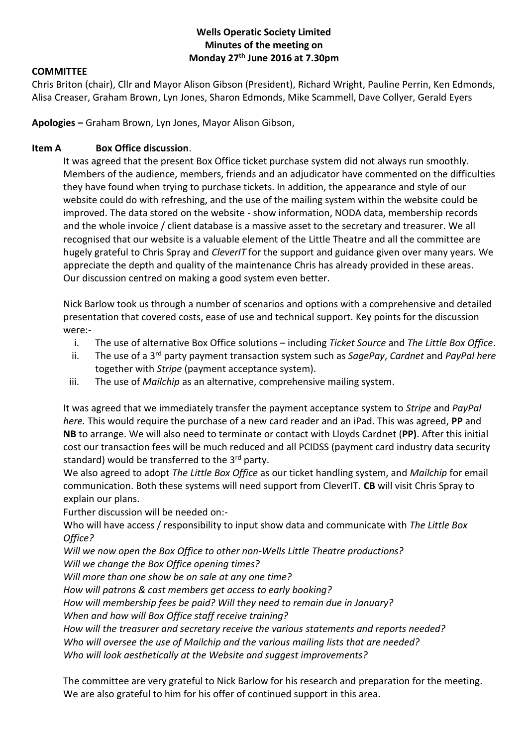**Wells Operatic Society Limited**
**Minutes of the meeting on**
**Monday 27th June 2016 at 7.30pm**

**COMMITTEE**

Chris Briton (chair), Cllr and Mayor Alison Gibson (President), Richard Wright, Pauline Perrin, Ken Edmonds, Alisa Creaser, Graham Brown, Lyn Jones, Sharon Edmonds, Mike Scammell, Dave Collyer, Gerald Eyers

**Apologies –** Graham Brown, Lyn Jones, Mayor Alison Gibson,

**Item A Box Office discussion**.

It was agreed that the present Box Office ticket purchase system did not always run smoothly. Members of the audience, members, friends and an adjudicator have commented on the difficulties they have found when trying to purchase tickets. In addition, the appearance and style of our website could do with refreshing, and the use of the mailing system within the website could be improved. The data stored on the website - show information, NODA data, membership records and the whole invoice / client database is a massive asset to the secretary and treasurer. We all recognised that our website is a valuable element of the Little Theatre and all the committee are hugely grateful to Chris Spray and *CleverIT* for the support and guidance given over many years. We appreciate the depth and quality of the maintenance Chris has already provided in these areas. Our discussion centred on making a good system even better.

Nick Barlow took us through a number of scenarios and options with a comprehensive and detailed presentation that covered costs, ease of use and technical support. Key points for the discussion were:-

i. The use of alternative Box Office solutions – including *Ticket Source* and *The Little Box Office*.
ii. The use of a 3rd party payment transaction system such as *SagePay*, *Cardnet* and *PayPal here* together with *Stripe* (payment acceptance system).
iii. The use of *Mailchip* as an alternative, comprehensive mailing system.

It was agreed that we immediately transfer the payment acceptance system to *Stripe* and *PayPal here.* This would require the purchase of a new card reader and an iPad. This was agreed, **PP** and **NB** to arrange. We will also need to terminate or contact with Lloyds Cardnet (**PP**). After this initial cost our transaction fees will be much reduced and all PCIDSS (payment card industry data security standard) would be transferred to the 3rd party.

We also agreed to adopt *The Little Box Office* as our ticket handling system, and *Mailchip* for email communication. Both these systems will need support from CleverIT. **CB** will visit Chris Spray to explain our plans.

Further discussion will be needed on:-

Who will have access / responsibility to input show data and communicate with *The Little Box Office?*

*Will we now open the Box Office to other non-Wells Little Theatre productions?*

*Will we change the Box Office opening times?*

*Will more than one show be on sale at any one time?*

*How will patrons & cast members get access to early booking?*

*How will membership fees be paid? Will they need to remain due in January?*

*When and how will Box Office staff receive training?*

*How will the treasurer and secretary receive the various statements and reports needed?*

*Who will oversee the use of Mailchip and the various mailing lists that are needed?*

*Who will look aesthetically at the Website and suggest improvements?*

The committee are very grateful to Nick Barlow for his research and preparation for the meeting. We are also grateful to him for his offer of continued support in this area.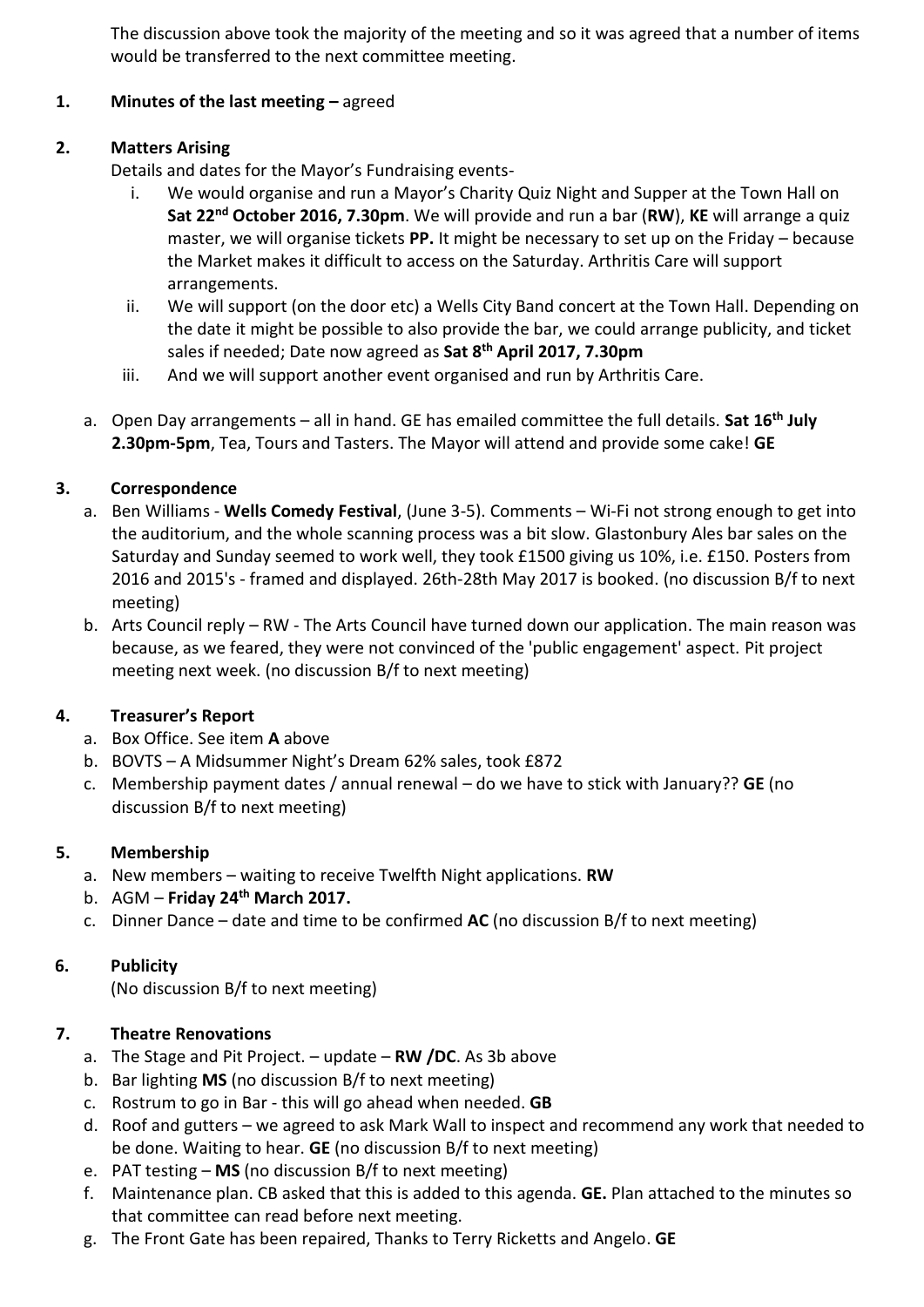The discussion above took the majority of the meeting and so it was agreed that a number of items would be transferred to the next committee meeting.

1. **Minutes of the last meeting –** agreed

2. **Matters Arising**

   Details and dates for the Mayor's Fundraising events-

   i. We would organise and run a Mayor's Charity Quiz Night and Supper at the Town Hall on **Sat 22nd October 2016, 7.30pm**. We will provide and run a bar (**RW**), **KE** will arrange a quiz master, we will organise tickets **PP.** It might be necessary to set up on the Friday – because the Market makes it difficult to access on the Saturday. Arthritis Care will support arrangements.

   ii. We will support (on the door etc) a Wells City Band concert at the Town Hall. Depending on the date it might be possible to also provide the bar, we could arrange publicity, and ticket sales if needed; Date now agreed as **Sat 8th April 2017, 7.30pm**

   iii. And we will support another event organised and run by Arthritis Care.

   a. Open Day arrangements – all in hand. GE has emailed committee the full details. **Sat 16th July 2.30pm-5pm**, Tea, Tours and Tasters. The Mayor will attend and provide some cake! **GE**

3. **Correspondence**

   a. Ben Williams - **Wells Comedy Festival**, (June 3-5). Comments – Wi-Fi not strong enough to get into the auditorium, and the whole scanning process was a bit slow. Glastonbury Ales bar sales on the Saturday and Sunday seemed to work well, they took £1500 giving us 10%, i.e. £150. Posters from 2016 and 2015's - framed and displayed. 26th-28th May 2017 is booked. (no discussion B/f to next meeting)

   b. Arts Council reply – RW - The Arts Council have turned down our application. The main reason was because, as we feared, they were not convinced of the 'public engagement' aspect. Pit project meeting next week. (no discussion B/f to next meeting)

4. **Treasurer's Report**

   a. Box Office. See item **A** above

   b. BOVTS – A Midsummer Night's Dream 62% sales, took £872

   c. Membership payment dates / annual renewal – do we have to stick with January?? **GE** (no discussion B/f to next meeting)

5. **Membership**

   a. New members – waiting to receive Twelfth Night applications. **RW**

   b. AGM – **Friday 24th March 2017.**

   c. Dinner Dance – date and time to be confirmed **AC** (no discussion B/f to next meeting)

6. **Publicity**

   (No discussion B/f to next meeting)

7. **Theatre Renovations**

   a. The Stage and Pit Project. – update – **RW /DC**. As 3b above

   b. Bar lighting **MS** (no discussion B/f to next meeting)

   c. Rostrum to go in Bar - this will go ahead when needed. **GB**

   d. Roof and gutters – we agreed to ask Mark Wall to inspect and recommend any work that needed to be done. Waiting to hear. **GE** (no discussion B/f to next meeting)

   e. PAT testing – **MS** (no discussion B/f to next meeting)

   f. Maintenance plan. CB asked that this is added to this agenda. **GE.** Plan attached to the minutes so that committee can read before next meeting.

   g. The Front Gate has been repaired, Thanks to Terry Ricketts and Angelo. **GE**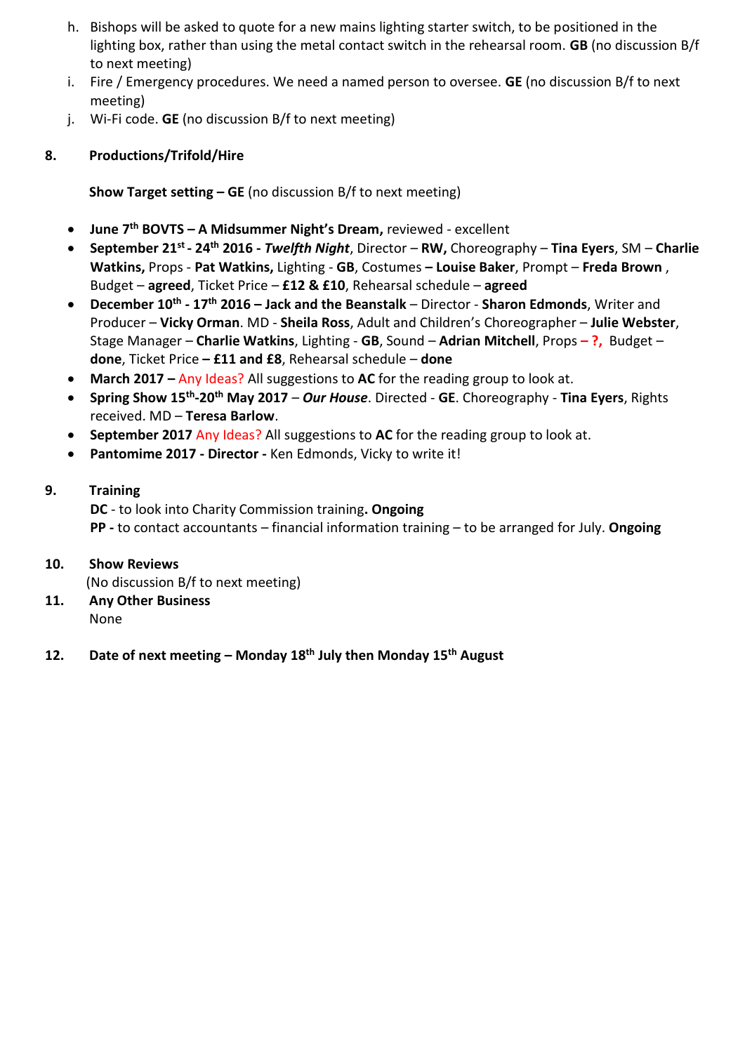h. Bishops will be asked to quote for a new mains lighting starter switch, to be positioned in the lighting box, rather than using the metal contact switch in the rehearsal room. **GB** (no discussion B/f to next meeting)

i. Fire / Emergency procedures. We need a named person to oversee. **GE** (no discussion B/f to next meeting)

j. Wi-Fi code. **GE** (no discussion B/f to next meeting)

**8. Productions/Trifold/Hire**

**Show Target setting – GE** (no discussion B/f to next meeting)

- **June 7th BOVTS – A Midsummer Night's Dream,** reviewed - excellent
- **September 21st - 24th 2016 - *Twelfth Night***, Director – **RW,** Choreography – **Tina Eyers**, SM – **Charlie Watkins,** Props - **Pat Watkins,** Lighting - **GB**, Costumes **– Louise Baker**, Prompt – **Freda Brown** , Budget – **agreed**, Ticket Price – **£12 & £10**, Rehearsal schedule – **agreed**
- **December 10th - 17th 2016 – Jack and the Beanstalk** – Director - **Sharon Edmonds**, Writer and Producer – **Vicky Orman**. MD - **Sheila Ross**, Adult and Children's Choreographer – **Julie Webster**, Stage Manager – **Charlie Watkins**, Lighting - **GB**, Sound – **Adrian Mitchell**, Props **– ?,** Budget – **done**, Ticket Price **– £11 and £8**, Rehearsal schedule – **done**
- **March 2017 –** Any Ideas? All suggestions to **AC** for the reading group to look at.
- **Spring Show 15th-20th May 2017** – ***Our House***. Directed - **GE**. Choreography - **Tina Eyers**, Rights received. MD – **Teresa Barlow**.
- **September 2017** Any Ideas? All suggestions to **AC** for the reading group to look at.
- **Pantomime 2017 - Director -** Ken Edmonds, Vicky to write it!

**9. Training**

**DC** - to look into Charity Commission training**. Ongoing**

**PP -** to contact accountants – financial information training – to be arranged for July. **Ongoing**

**10. Show Reviews**

(No discussion B/f to next meeting)

**11. Any Other Business**

None

**12. Date of next meeting – Monday 18th July then Monday 15th August**